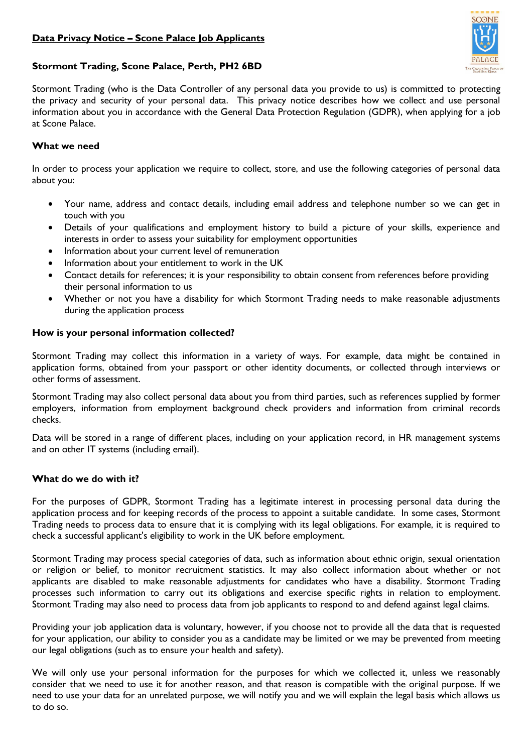# Data Privacy Notice – Scone Palace Job Applicants

## Stormont Trading, Scone Palace, Perth, PH2 6BD

Stormont Trading (who is the Data Controller of any personal data you provide to us) is committed to protecting the privacy and security of your personal data. This privacy notice describes how we collect and use personal information about you in accordance with the General Data Protection Regulation (GDPR), when applying for a job at Scone Palace.

### What we need

In order to process your application we require to collect, store, and use the following categories of personal data about you:

- Your name, address and contact details, including email address and telephone number so we can get in touch with you
- Details of your qualifications and employment history to build a picture of your skills, experience and interests in order to assess your suitability for employment opportunities
- Information about your current level of remuneration
- Information about your entitlement to work in the UK
- Contact details for references; it is your responsibility to obtain consent from references before providing their personal information to us
- Whether or not you have a disability for which Stormont Trading needs to make reasonable adjustments during the application process

### How is your personal information collected?

Stormont Trading may collect this information in a variety of ways. For example, data might be contained in application forms, obtained from your passport or other identity documents, or collected through interviews or other forms of assessment.

Stormont Trading may also collect personal data about you from third parties, such as references supplied by former employers, information from employment background check providers and information from criminal records checks.

Data will be stored in a range of different places, including on your application record, in HR management systems and on other IT systems (including email).

### What do we do with it?

For the purposes of GDPR, Stormont Trading has a legitimate interest in processing personal data during the application process and for keeping records of the process to appoint a suitable candidate. In some cases, Stormont Trading needs to process data to ensure that it is complying with its legal obligations. For example, it is required to check a successful applicant's eligibility to work in the UK before employment.

Stormont Trading may process special categories of data, such as information about ethnic origin, sexual orientation or religion or belief, to monitor recruitment statistics. It may also collect information about whether or not applicants are disabled to make reasonable adjustments for candidates who have a disability. Stormont Trading processes such information to carry out its obligations and exercise specific rights in relation to employment. Stormont Trading may also need to process data from job applicants to respond to and defend against legal claims.

Providing your job application data is voluntary, however, if you choose not to provide all the data that is requested for your application, our ability to consider you as a candidate may be limited or we may be prevented from meeting our legal obligations (such as to ensure your health and safety).

We will only use your personal information for the purposes for which we collected it, unless we reasonably consider that we need to use it for another reason, and that reason is compatible with the original purpose. If we need to use your data for an unrelated purpose, we will notify you and we will explain the legal basis which allows us to do so.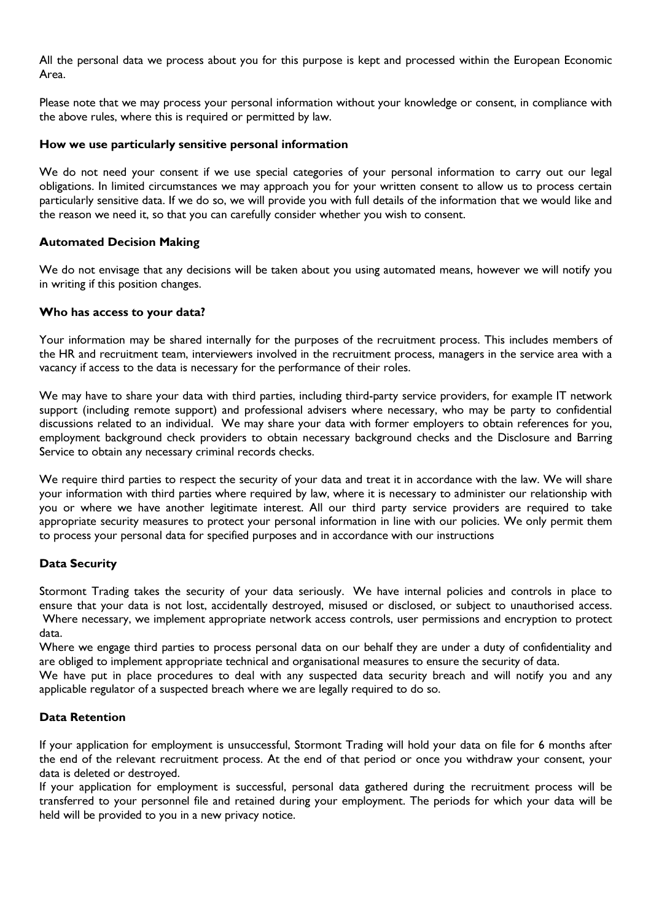All the personal data we process about you for this purpose is kept and processed within the European Economic Area.

Please note that we may process your personal information without your knowledge or consent, in compliance with the above rules, where this is required or permitted by law.

### How we use particularly sensitive personal information

We do not need your consent if we use special categories of your personal information to carry out our legal obligations. In limited circumstances we may approach you for your written consent to allow us to process certain particularly sensitive data. If we do so, we will provide you with full details of the information that we would like and the reason we need it, so that you can carefully consider whether you wish to consent.

### Automated Decision Making

We do not envisage that any decisions will be taken about you using automated means, however we will notify you in writing if this position changes.

### Who has access to your data?

Your information may be shared internally for the purposes of the recruitment process. This includes members of the HR and recruitment team, interviewers involved in the recruitment process, managers in the service area with a vacancy if access to the data is necessary for the performance of their roles.

We may have to share your data with third parties, including third-party service providers, for example IT network support (including remote support) and professional advisers where necessary, who may be party to confidential discussions related to an individual. We may share your data with former employers to obtain references for you, employment background check providers to obtain necessary background checks and the Disclosure and Barring Service to obtain any necessary criminal records checks.

We require third parties to respect the security of your data and treat it in accordance with the law. We will share your information with third parties where required by law, where it is necessary to administer our relationship with you or where we have another legitimate interest. All our third party service providers are required to take appropriate security measures to protect your personal information in line with our policies. We only permit them to process your personal data for specified purposes and in accordance with our instructions

### Data Security

Stormont Trading takes the security of your data seriously. We have internal policies and controls in place to ensure that your data is not lost, accidentally destroyed, misused or disclosed, or subject to unauthorised access. Where necessary, we implement appropriate network access controls, user permissions and encryption to protect data.

Where we engage third parties to process personal data on our behalf they are under a duty of confidentiality and are obliged to implement appropriate technical and organisational measures to ensure the security of data.

We have put in place procedures to deal with any suspected data security breach and will notify you and any applicable regulator of a suspected breach where we are legally required to do so.

### Data Retention

If your application for employment is unsuccessful, Stormont Trading will hold your data on file for 6 months after the end of the relevant recruitment process. At the end of that period or once you withdraw your consent, your data is deleted or destroyed.

If your application for employment is successful, personal data gathered during the recruitment process will be transferred to your personnel file and retained during your employment. The periods for which your data will be held will be provided to you in a new privacy notice.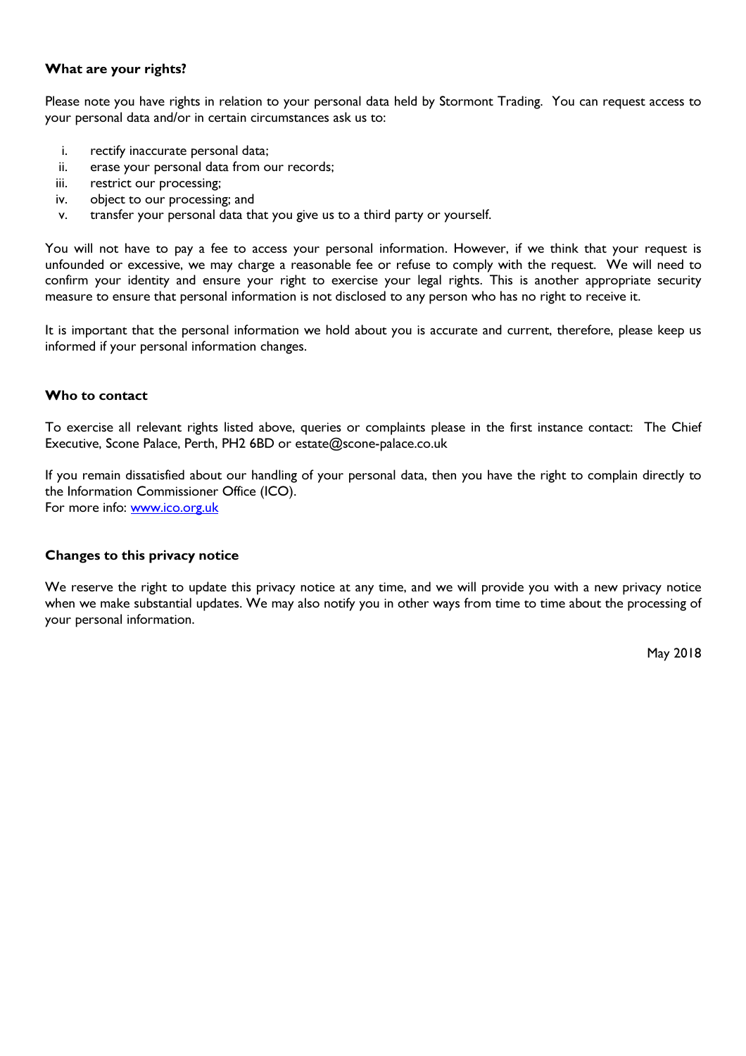**What are your rights?**

Please note you have rights in relation to your personal data held by Stormont Trading. You can request access to your personal data and/or in certain circumstances ask us to:

i. rectify inaccurate personal data;
ii. erase your personal data from our records;
iii. restrict our processing;
iv. object to our processing; and
v. transfer your personal data that you give us to a third party or yourself.

You will not have to pay a fee to access your personal information. However, if we think that your request is unfounded or excessive, we may charge a reasonable fee or refuse to comply with the request. We will need to confirm your identity and ensure your right to exercise your legal rights. This is another appropriate security measure to ensure that personal information is not disclosed to any person who has no right to receive it.

It is important that the personal information we hold about you is accurate and current, therefore, please keep us informed if your personal information changes.

**Who to contact**

To exercise all relevant rights listed above, queries or complaints please in the first instance contact: The Chief Executive, Scone Palace, Perth, PH2 6BD or estate@scone-palace.co.uk

If you remain dissatisfied about our handling of your personal data, then you have the right to complain directly to the Information Commissioner Office (ICO).
For more info: [www.ico.org.uk](http://www.ico.org.uk)

**Changes to this privacy notice**

We reserve the right to update this privacy notice at any time, and we will provide you with a new privacy notice when we make substantial updates. We may also notify you in other ways from time to time about the processing of your personal information.

May 2018